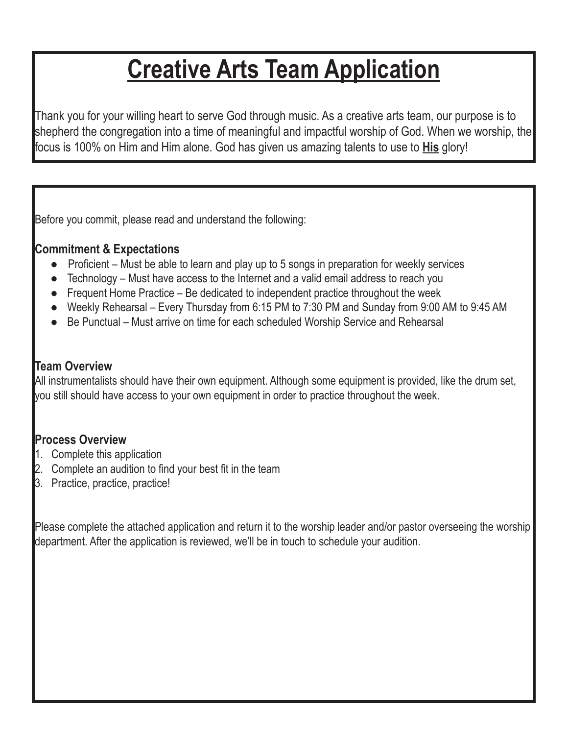# Creative Arts Team Application

Thank you for your willing heart to serve God through music. As a creative arts team, our purpose is to shepherd the congregation into a time of meaningful and impactful worship of God. When we worship, the focus is 100% on Him and Him alone. God has given us amazing talents to use to **His** glory!

Before you commit, please read and understand the following:

### Commitment & Expectations

- Proficient – Must be able to learn and play up to 5 songs in preparation for weekly services
- Technology – Must have access to the Internet and a valid email address to reach you
- Frequent Home Practice – Be dedicated to independent practice throughout the week
- Weekly Rehearsal – Every Thursday from 6:15 PM to 7:30 PM and Sunday from 9:00 AM to 9:45 AM
- Be Punctual – Must arrive on time for each scheduled Worship Service and Rehearsal

### Team Overview

All instrumentalists should have their own equipment. Although some equipment is provided, like the drum set, you still should have access to your own equipment in order to practice throughout the week.

### Process Overview

1. Complete this application
2. Complete an audition to find your best fit in the team
3. Practice, practice, practice!

Please complete the attached application and return it to the worship leader and/or pastor overseeing the worship department. After the application is reviewed, we'll be in touch to schedule your audition.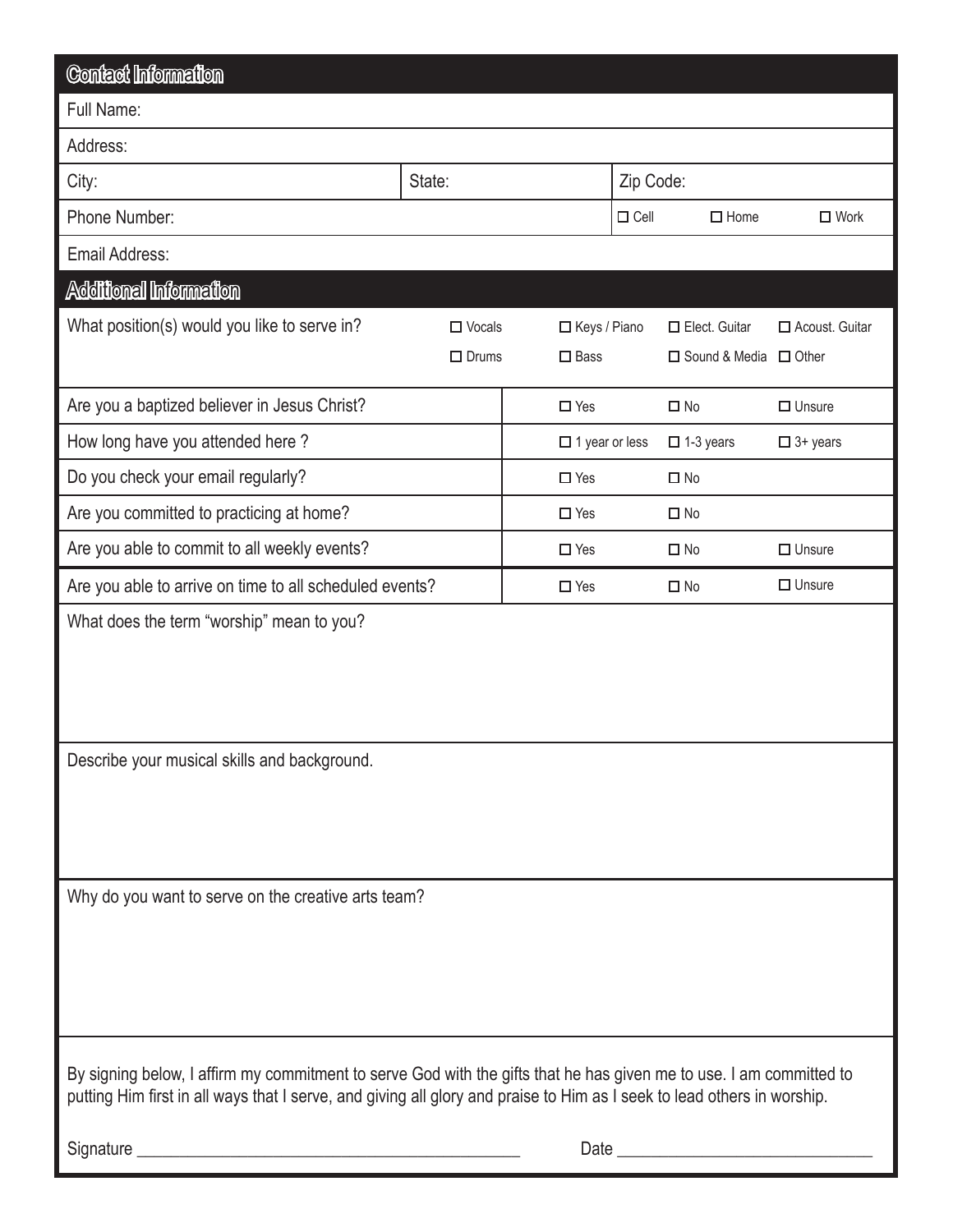## Contact Information

Full Name:

Address:

| | | |
|---|---|---|
| City: | State: | Zip Code: |

Phone Number: ☐ Cell ☐ Home ☐ Work

Email Address:

## Additional Information

What position(s) would you like to serve in? ☐ Vocals ☐ Keys / Piano ☐ Elect. Guitar ☐ Acoust. Guitar ☐ Drums ☐ Bass ☐ Sound & Media ☐ Other

| | | | |
|---|---|---|---|
| Are you a baptized believer in Jesus Christ? | ☐ Yes | ☐ No | ☐ Unsure |
| How long have you attended here ? | ☐ 1 year or less | ☐ 1-3 years | ☐ 3+ years |
| Do you check your email regularly? | ☐ Yes | ☐ No | |
| Are you committed to practicing at home? | ☐ Yes | ☐ No | |
| Are you able to commit to all weekly events? | ☐ Yes | ☐ No | ☐ Unsure |
| Are you able to arrive on time to all scheduled events? | ☐ Yes | ☐ No | ☐ Unsure |

What does the term "worship" mean to you?

Describe your musical skills and background.

Why do you want to serve on the creative arts team?

By signing below, I affirm my commitment to serve God with the gifts that he has given me to use. I am committed to putting Him first in all ways that I serve, and giving all glory and praise to Him as I seek to lead others in worship.

Signature _______________________________________________ Date ______________________________